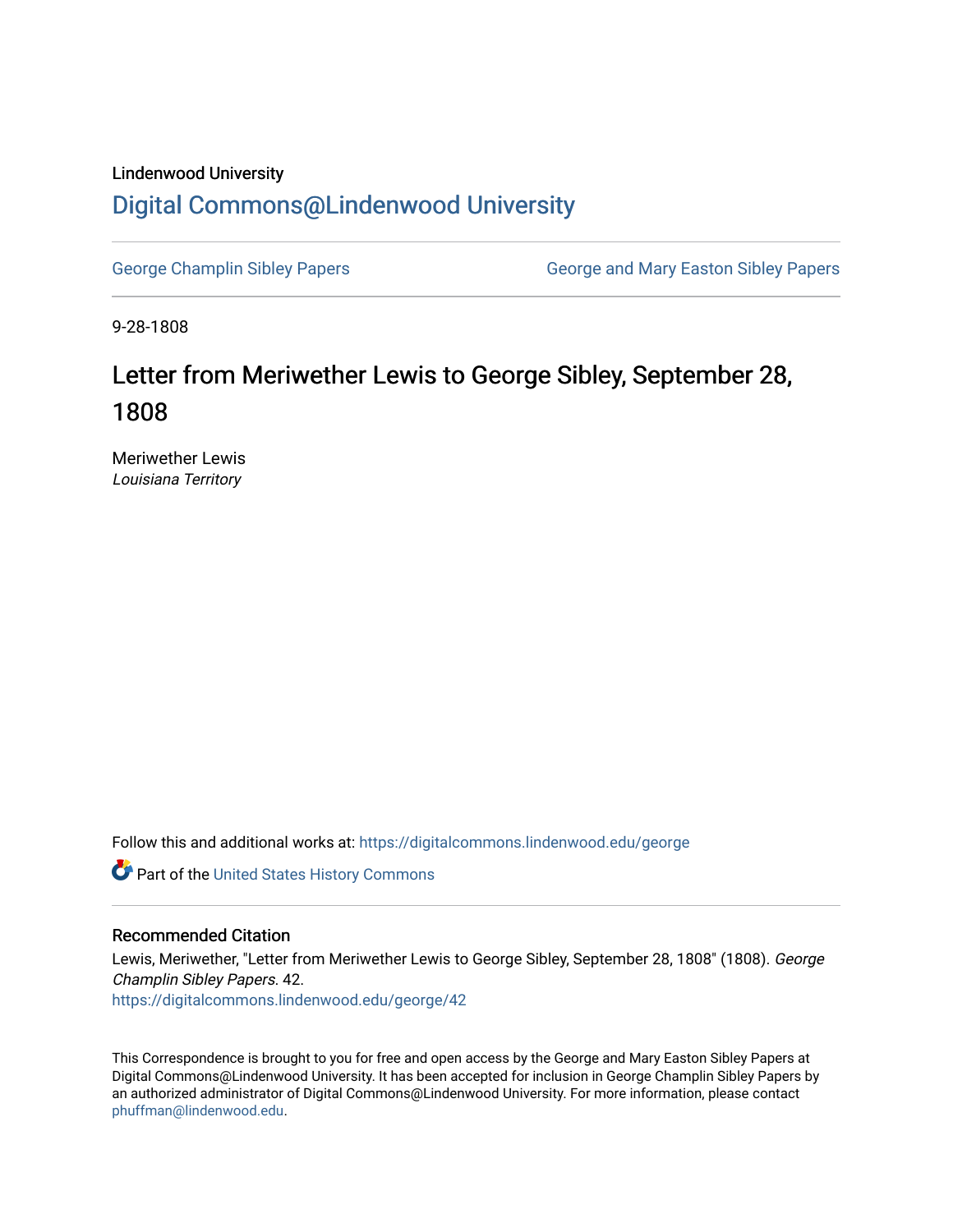Lindenwood University

# Digital Commons@Lindenwood University

George Champlin Sibley Papers

George and Mary Easton Sibley Papers

9-28-1808

## Letter from Meriwether Lewis to George Sibley, September 28, 1808

Meriwether Lewis
*Louisiana Territory*

Follow this and additional works at: https://digitalcommons.lindenwood.edu/george

Part of the United States History Commons

### Recommended Citation

Lewis, Meriwether, "Letter from Meriwether Lewis to George Sibley, September 28, 1808" (1808). *George Champlin Sibley Papers*. 42.
https://digitalcommons.lindenwood.edu/george/42

This Correspondence is brought to you for free and open access by the George and Mary Easton Sibley Papers at Digital Commons@Lindenwood University. It has been accepted for inclusion in George Champlin Sibley Papers by an authorized administrator of Digital Commons@Lindenwood University. For more information, please contact phuffman@lindenwood.edu.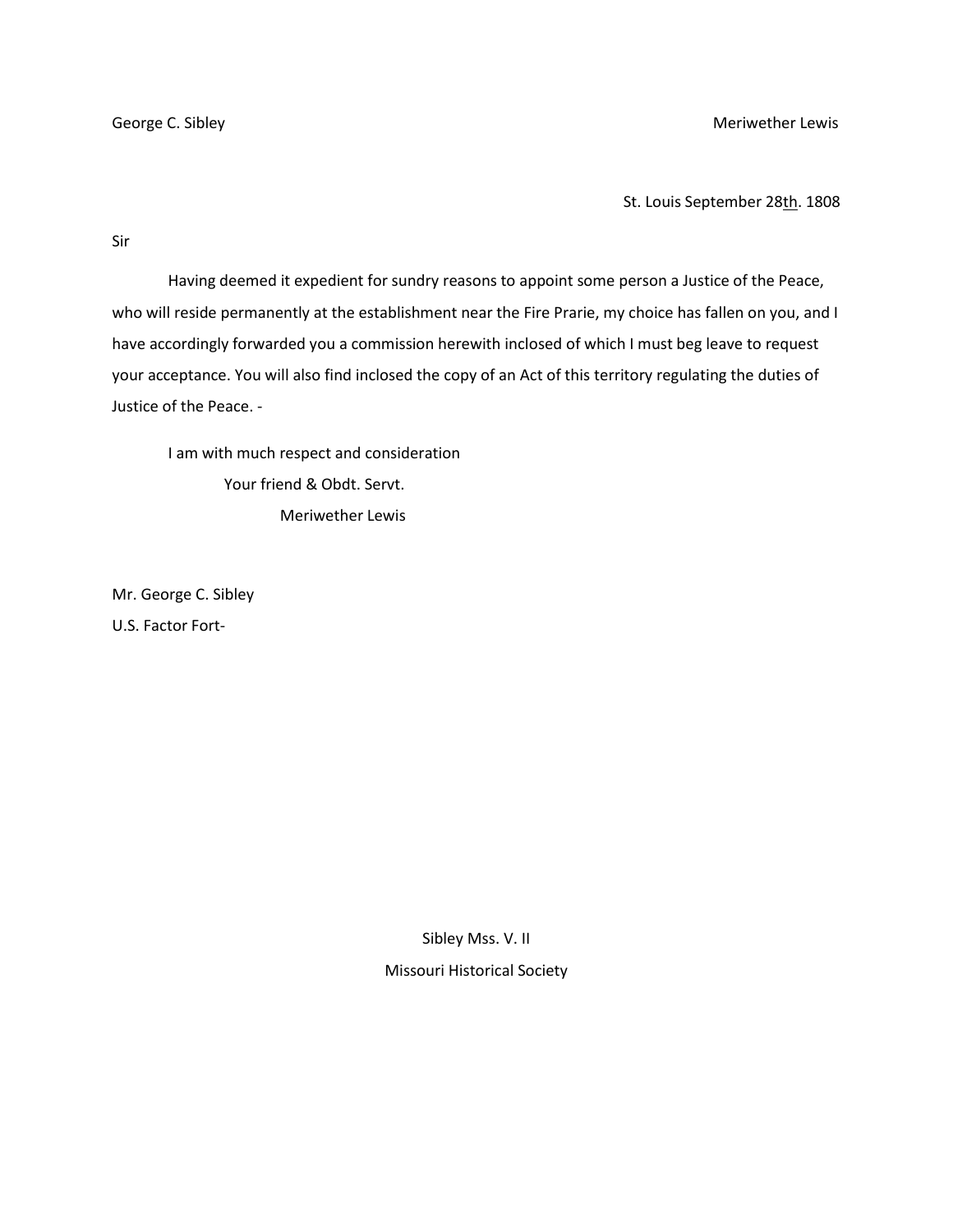George C. Sibley Meriwether Lewis

St. Louis September 28th. 1808

Sir

Having deemed it expedient for sundry reasons to appoint some person a Justice of the Peace, who will reside permanently at the establishment near the Fire Prarie, my choice has fallen on you, and I have accordingly forwarded you a commission herewith inclosed of which I must beg leave to request your acceptance. You will also find inclosed the copy of an Act of this territory regulating the duties of Justice of the Peace. -

I am with much respect and consideration
Your friend & Obdt. Servt.
Meriwether Lewis

Mr. George C. Sibley
U.S. Factor Fort-

Sibley Mss. V. II
Missouri Historical Society